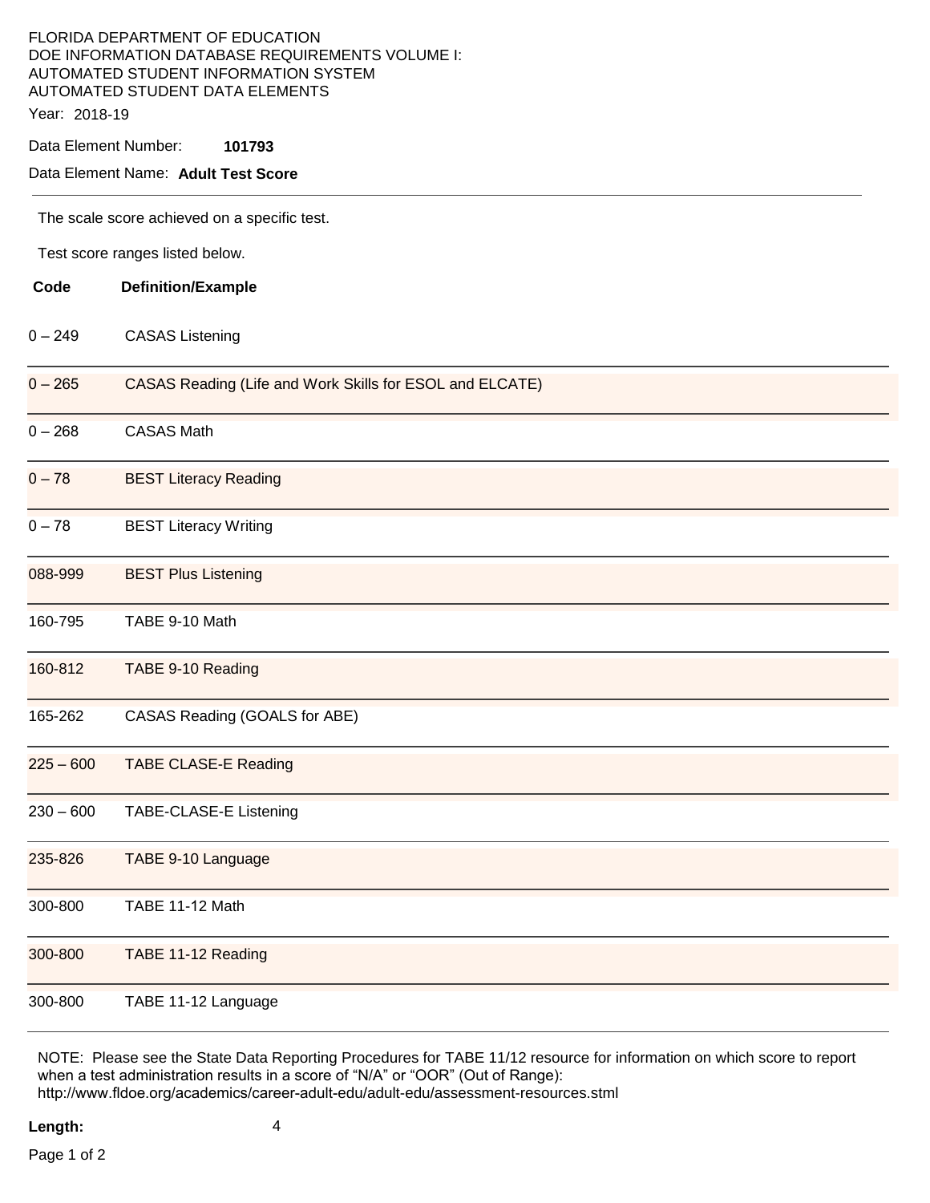FLORIDA DEPARTMENT OF EDUCATION
DOE INFORMATION DATABASE REQUIREMENTS VOLUME I:
AUTOMATED STUDENT INFORMATION SYSTEM
AUTOMATED STUDENT DATA ELEMENTS

Year: 2018-19

Data Element Number: **101793**

Data Element Name: **Adult Test Score**

---

The scale score achieved on a specific test.

Test score ranges listed below.

| Code | Definition/Example |
|---|---|
| 0 – 249 | CASAS Listening |
| 0 – 265 | CASAS Reading (Life and Work Skills for ESOL and ELCATE) |
| 0 – 268 | CASAS Math |
| 0 – 78 | BEST Literacy Reading |
| 0 – 78 | BEST Literacy Writing |
| 088-999 | BEST Plus Listening |
| 160-795 | TABE 9-10 Math |
| 160-812 | TABE 9-10 Reading |
| 165-262 | CASAS Reading (GOALS for ABE) |
| 225 – 600 | TABE CLASE-E Reading |
| 230 – 600 | TABE-CLASE-E Listening |
| 235-826 | TABE 9-10 Language |
| 300-800 | TABE 11-12 Math |
| 300-800 | TABE 11-12 Reading |
| 300-800 | TABE 11-12 Language |

NOTE: Please see the State Data Reporting Procedures for TABE 11/12 resource for information on which score to report when a test administration results in a score of "N/A" or "OOR" (Out of Range): http://www.fldoe.org/academics/career-adult-edu/adult-edu/assessment-resources.stml

**Length:** 4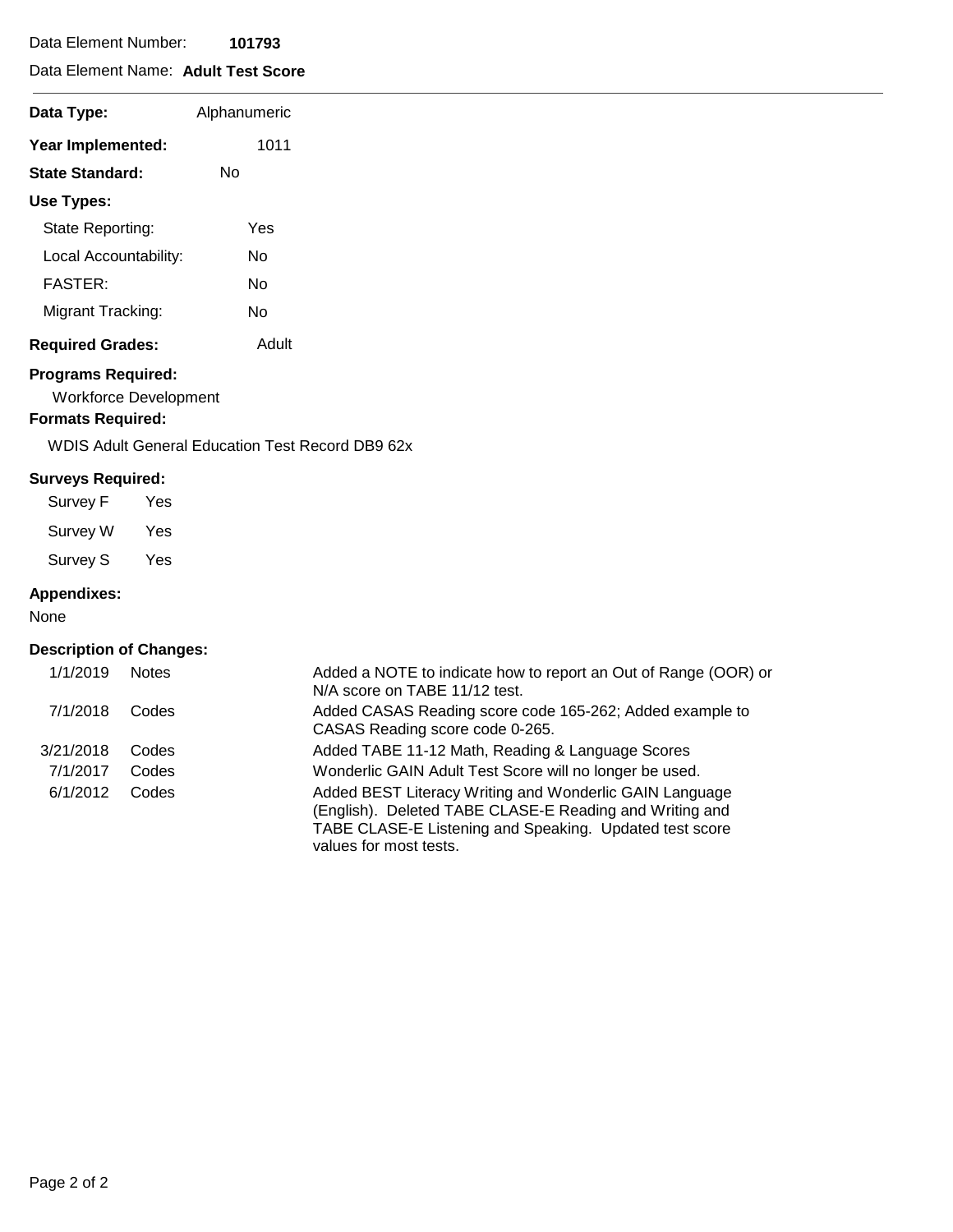Data Element Number: **101793**

Data Element Name: **Adult Test Score**

---

**Data Type:** Alphanumeric

**Year Implemented:** 1011

**State Standard:** No

**Use Types:**

State Reporting: Yes

Local Accountability: No

FASTER: No

Migrant Tracking: No

**Required Grades:** Adult

**Programs Required:**

Workforce Development

**Formats Required:**

WDIS Adult General Education Test Record DB9 62x

**Surveys Required:**

Survey F Yes

Survey W Yes

Survey S Yes

**Appendixes:**

None

**Description of Changes:**

| | | |
|---|---|---|
| 1/1/2019 | Notes | Added a NOTE to indicate how to report an Out of Range (OOR) or N/A score on TABE 11/12 test. |
| 7/1/2018 | Codes | Added CASAS Reading score code 165-262; Added example to CASAS Reading score code 0-265. |
| 3/21/2018 | Codes | Added TABE 11-12 Math, Reading & Language Scores |
| 7/1/2017 | Codes | Wonderlic GAIN Adult Test Score will no longer be used. |
| 6/1/2012 | Codes | Added BEST Literacy Writing and Wonderlic GAIN Language (English). Deleted TABE CLASE-E Reading and Writing and TABE CLASE-E Listening and Speaking. Updated test score values for most tests. |